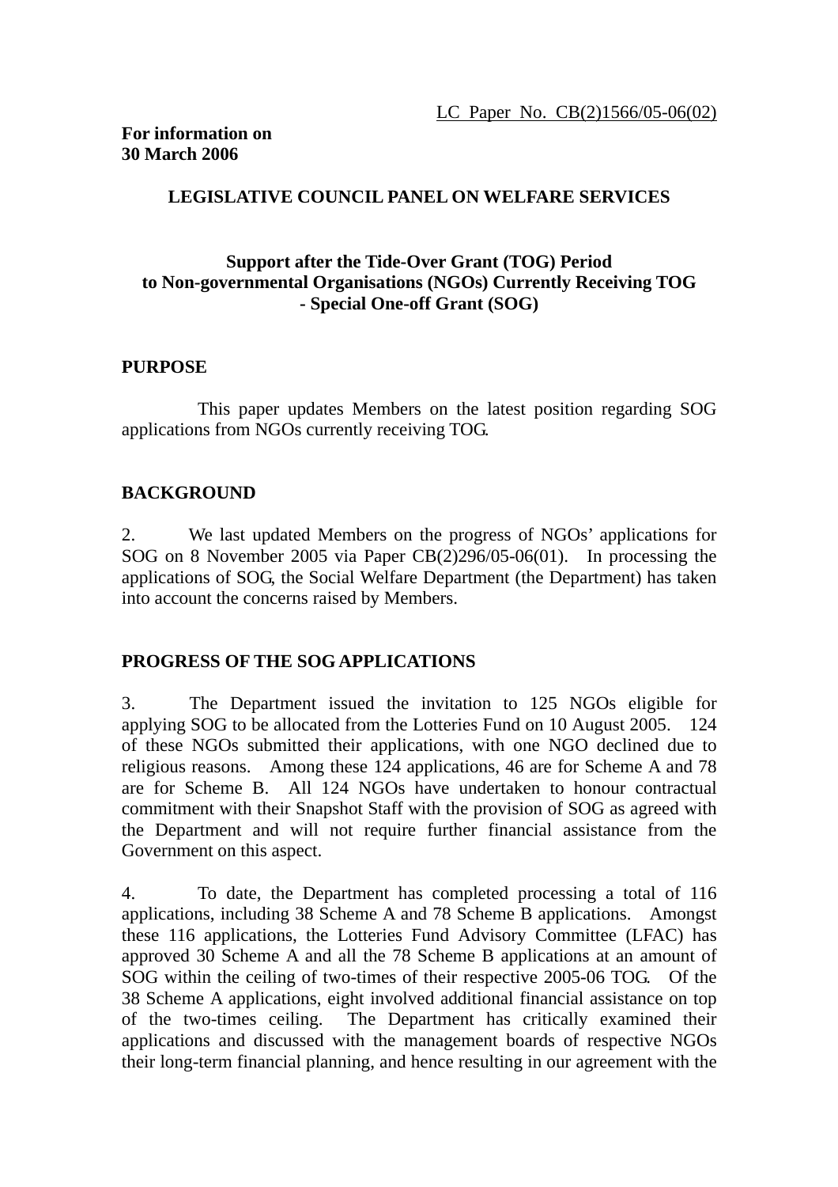LC Paper No. CB(2)1566/05-06(02)

**For information on**
**30 March 2006**

**LEGISLATIVE COUNCIL PANEL ON WELFARE SERVICES**

**Support after the Tide-Over Grant (TOG) Period**
**to Non-governmental Organisations (NGOs) Currently Receiving TOG**
**- Special One-off Grant (SOG)**

**PURPOSE**

This paper updates Members on the latest position regarding SOG applications from NGOs currently receiving TOG.

**BACKGROUND**

2. We last updated Members on the progress of NGOs' applications for SOG on 8 November 2005 via Paper CB(2)296/05-06(01). In processing the applications of SOG, the Social Welfare Department (the Department) has taken into account the concerns raised by Members.

**PROGRESS OF THE SOG APPLICATIONS**

3. The Department issued the invitation to 125 NGOs eligible for applying SOG to be allocated from the Lotteries Fund on 10 August 2005. 124 of these NGOs submitted their applications, with one NGO declined due to religious reasons. Among these 124 applications, 46 are for Scheme A and 78 are for Scheme B. All 124 NGOs have undertaken to honour contractual commitment with their Snapshot Staff with the provision of SOG as agreed with the Department and will not require further financial assistance from the Government on this aspect.

4. To date, the Department has completed processing a total of 116 applications, including 38 Scheme A and 78 Scheme B applications. Amongst these 116 applications, the Lotteries Fund Advisory Committee (LFAC) has approved 30 Scheme A and all the 78 Scheme B applications at an amount of SOG within the ceiling of two-times of their respective 2005-06 TOG. Of the 38 Scheme A applications, eight involved additional financial assistance on top of the two-times ceiling. The Department has critically examined their applications and discussed with the management boards of respective NGOs their long-term financial planning, and hence resulting in our agreement with the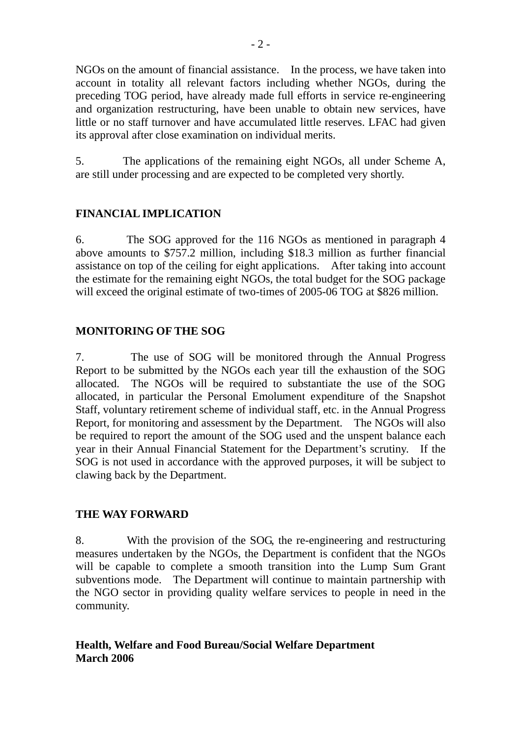NGOs on the amount of financial assistance. In the process, we have taken into account in totality all relevant factors including whether NGOs, during the preceding TOG period, have already made full efforts in service re-engineering and organization restructuring, have been unable to obtain new services, have little or no staff turnover and have accumulated little reserves. LFAC had given its approval after close examination on individual merits.

5. The applications of the remaining eight NGOs, all under Scheme A, are still under processing and are expected to be completed very shortly.

**FINANCIAL IMPLICATION**

6. The SOG approved for the 116 NGOs as mentioned in paragraph 4 above amounts to $757.2 million, including $18.3 million as further financial assistance on top of the ceiling for eight applications. After taking into account the estimate for the remaining eight NGOs, the total budget for the SOG package will exceed the original estimate of two-times of 2005-06 TOG at $826 million.

**MONITORING OF THE SOG**

7. The use of SOG will be monitored through the Annual Progress Report to be submitted by the NGOs each year till the exhaustion of the SOG allocated. The NGOs will be required to substantiate the use of the SOG allocated, in particular the Personal Emolument expenditure of the Snapshot Staff, voluntary retirement scheme of individual staff, etc. in the Annual Progress Report, for monitoring and assessment by the Department. The NGOs will also be required to report the amount of the SOG used and the unspent balance each year in their Annual Financial Statement for the Department's scrutiny. If the SOG is not used in accordance with the approved purposes, it will be subject to clawing back by the Department.

**THE WAY FORWARD**

8. With the provision of the SOG, the re-engineering and restructuring measures undertaken by the NGOs, the Department is confident that the NGOs will be capable to complete a smooth transition into the Lump Sum Grant subventions mode. The Department will continue to maintain partnership with the NGO sector in providing quality welfare services to people in need in the community.

**Health, Welfare and Food Bureau/Social Welfare Department**
**March 2006**